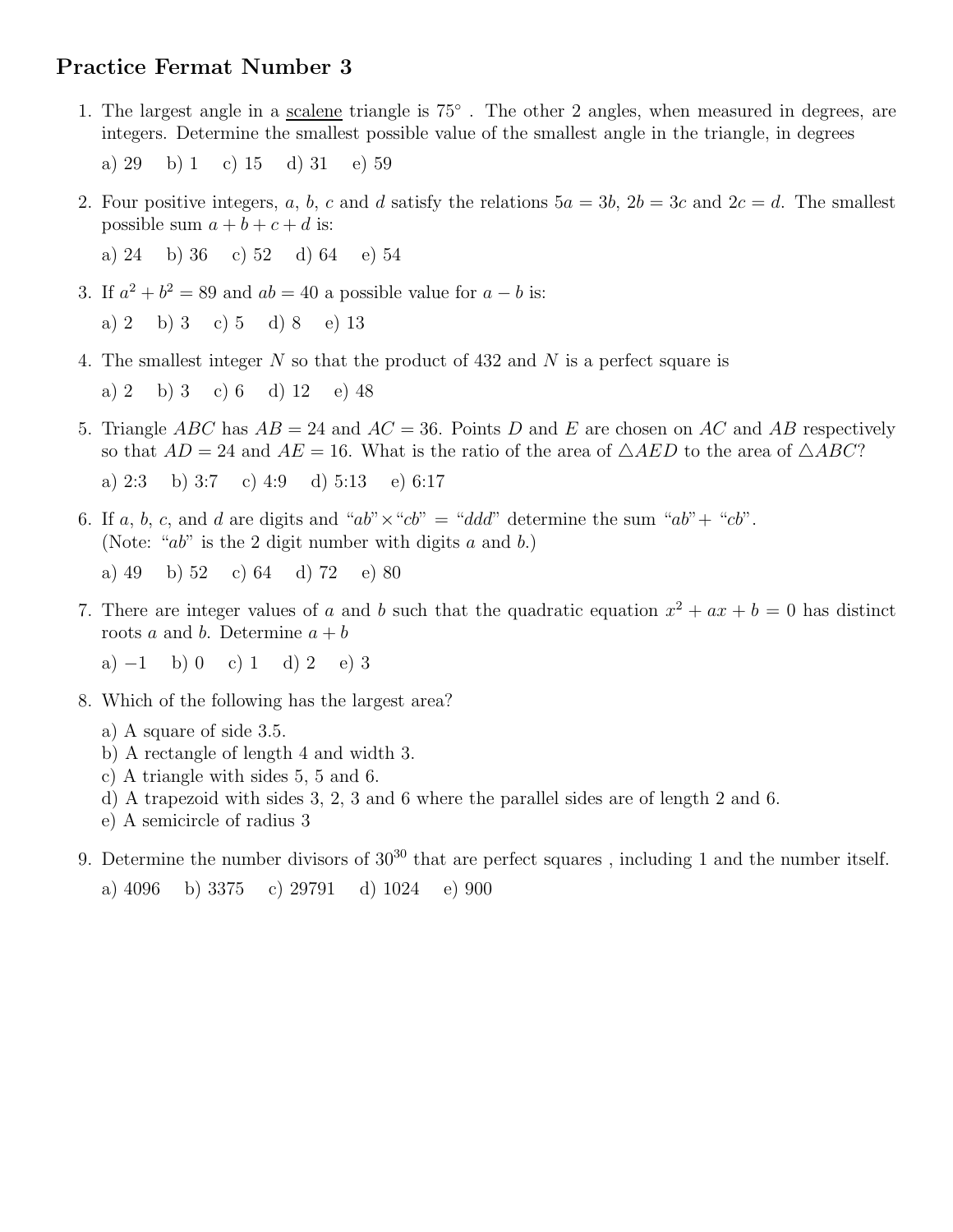# Practice Fermat Number 3

1. The largest angle in a scalene triangle is $75°$ . The other 2 angles, when measured in degrees, are integers. Determine the smallest possible value of the smallest angle in the triangle, in degrees

   a) 29 b) 1 c) 15 d) 31 e) 59

2. Four positive integers, $a$, $b$, $c$ and $d$ satisfy the relations $5a = 3b$, $2b = 3c$ and $2c = d$. The smallest possible sum $a + b + c + d$ is:

   a) 24 b) 36 c) 52 d) 64 e) 54

3. If $a^2 + b^2 = 89$ and $ab = 40$ a possible value for $a - b$ is:

   a) 2 b) 3 c) 5 d) 8 e) 13

4. The smallest integer $N$ so that the product of 432 and $N$ is a perfect square is

   a) 2 b) 3 c) 6 d) 12 e) 48

5. Triangle $ABC$ has $AB = 24$ and $AC = 36$. Points $D$ and $E$ are chosen on $AC$ and $AB$ respectively so that $AD = 24$ and $AE = 16$. What is the ratio of the area of $\triangle AED$ to the area of $\triangle ABC$?

   a) 2:3 b) 3:7 c) 4:9 d) 5:13 e) 6:17

6. If $a$, $b$, $c$, and $d$ are digits and "$ab$" $\times$ "$cb$" = "$ddd$" determine the sum "$ab$"+ "$cb$".
   (Note: "$ab$" is the 2 digit number with digits $a$ and $b$.)

   a) 49 b) 52 c) 64 d) 72 e) 80

7. There are integer values of $a$ and $b$ such that the quadratic equation $x^2 + ax + b = 0$ has distinct roots $a$ and $b$. Determine $a + b$

   a) $-1$ b) 0 c) 1 d) 2 e) 3

8. Which of the following has the largest area?

   a) A square of side 3.5.
   b) A rectangle of length 4 and width 3.
   c) A triangle with sides 5, 5 and 6.
   d) A trapezoid with sides 3, 2, 3 and 6 where the parallel sides are of length 2 and 6.
   e) A semicircle of radius 3

9. Determine the number divisors of $30^{30}$ that are perfect squares , including 1 and the number itself.

   a) 4096 b) 3375 c) 29791 d) 1024 e) 900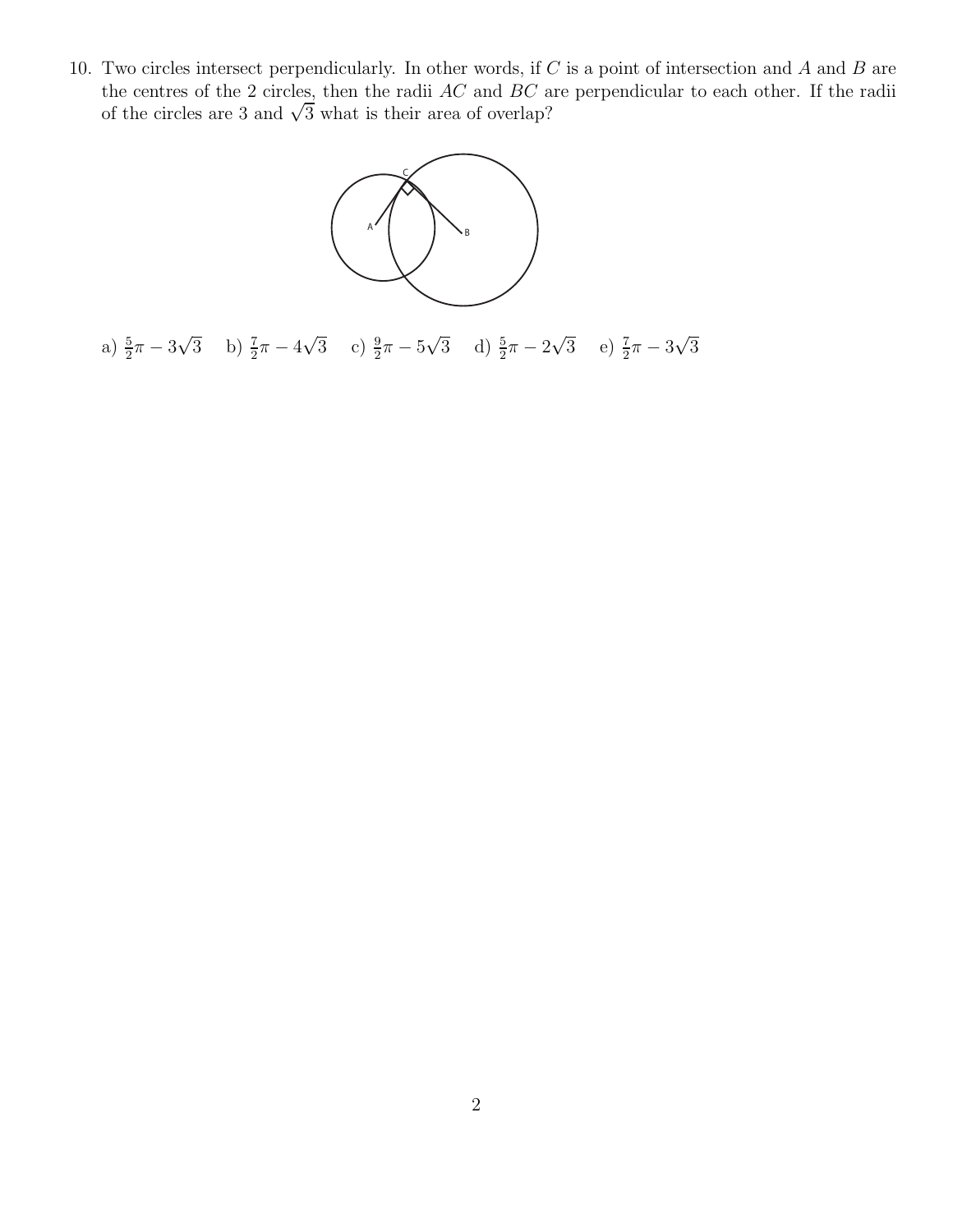10. Two circles intersect perpendicularly. In other words, if $C$ is a point of intersection and $A$ and $B$ are the centres of the 2 circles, then the radii $AC$ and $BC$ are perpendicular to each other. If the radii of the circles are 3 and $\sqrt{3}$ what is their area of overlap?

C

A

B

a) $\frac{5}{2}\pi - 3\sqrt{3}$ b) $\frac{7}{2}\pi - 4\sqrt{3}$ c) $\frac{9}{2}\pi - 5\sqrt{3}$ d) $\frac{5}{2}\pi - 2\sqrt{3}$ e) $\frac{7}{2}\pi - 3\sqrt{3}$